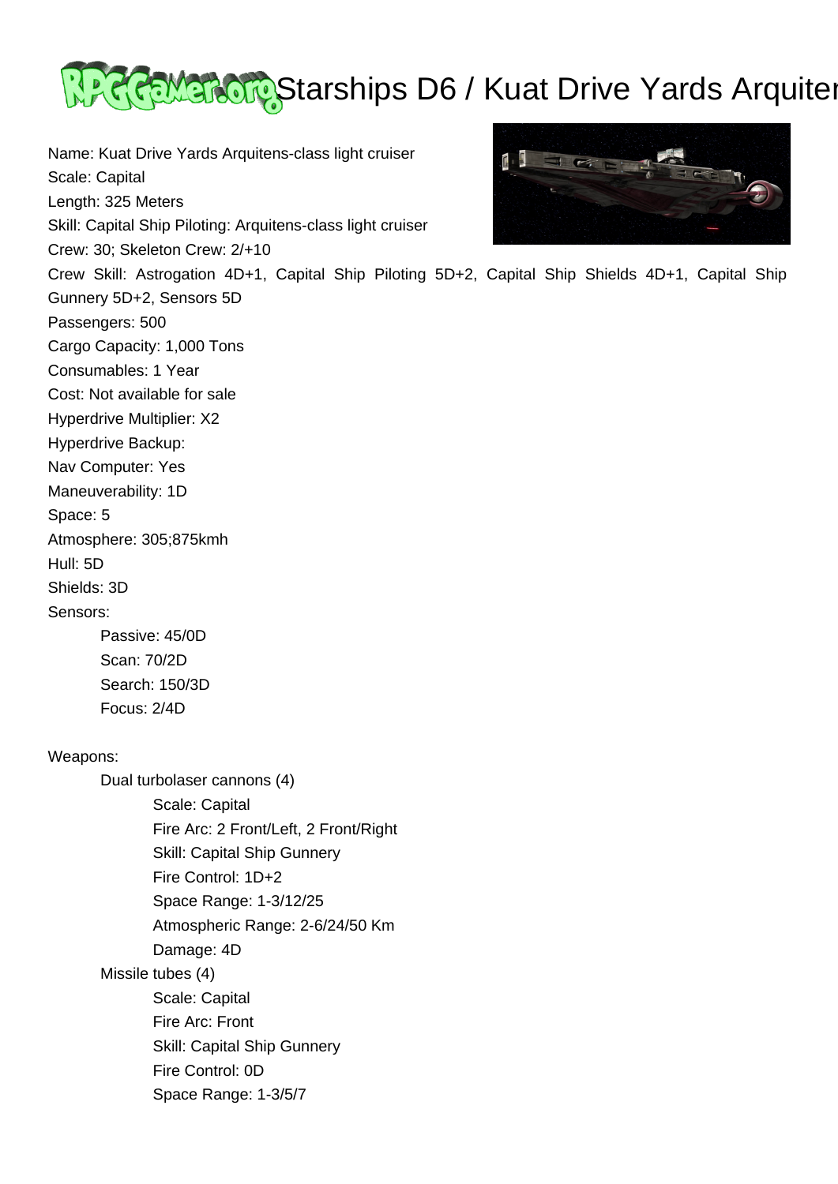# Starships D6 / Kuat Drive Yards Arquitens-class light cruiser

Name: Kuat Drive Yards Arquitens-class light cruiser
Scale: Capital
Length: 325 Meters
Skill: Capital Ship Piloting: Arquitens-class light cruiser
Crew: 30; Skeleton Crew: 2/+10
Crew Skill: Astrogation 4D+1, Capital Ship Piloting 5D+2, Capital Ship Shields 4D+1, Capital Ship Gunnery 5D+2, Sensors 5D
Passengers: 500
Cargo Capacity: 1,000 Tons
Consumables: 1 Year
Cost: Not available for sale
Hyperdrive Multiplier: X2
Hyperdrive Backup:
Nav Computer: Yes
Maneuverability: 1D
Space: 5
Atmosphere: 305;875kmh
Hull: 5D
Shields: 3D
Sensors:

- Passive: 45/0D
- Scan: 70/2D
- Search: 150/3D
- Focus: 2/4D

Weapons:

- Dual turbolaser cannons (4)
  - Scale: Capital
  - Fire Arc: 2 Front/Left, 2 Front/Right
  - Skill: Capital Ship Gunnery
  - Fire Control: 1D+2
  - Space Range: 1-3/12/25
  - Atmospheric Range: 2-6/24/50 Km
  - Damage: 4D
- Missile tubes (4)
  - Scale: Capital
  - Fire Arc: Front
  - Skill: Capital Ship Gunnery
  - Fire Control: 0D
  - Space Range: 1-3/5/7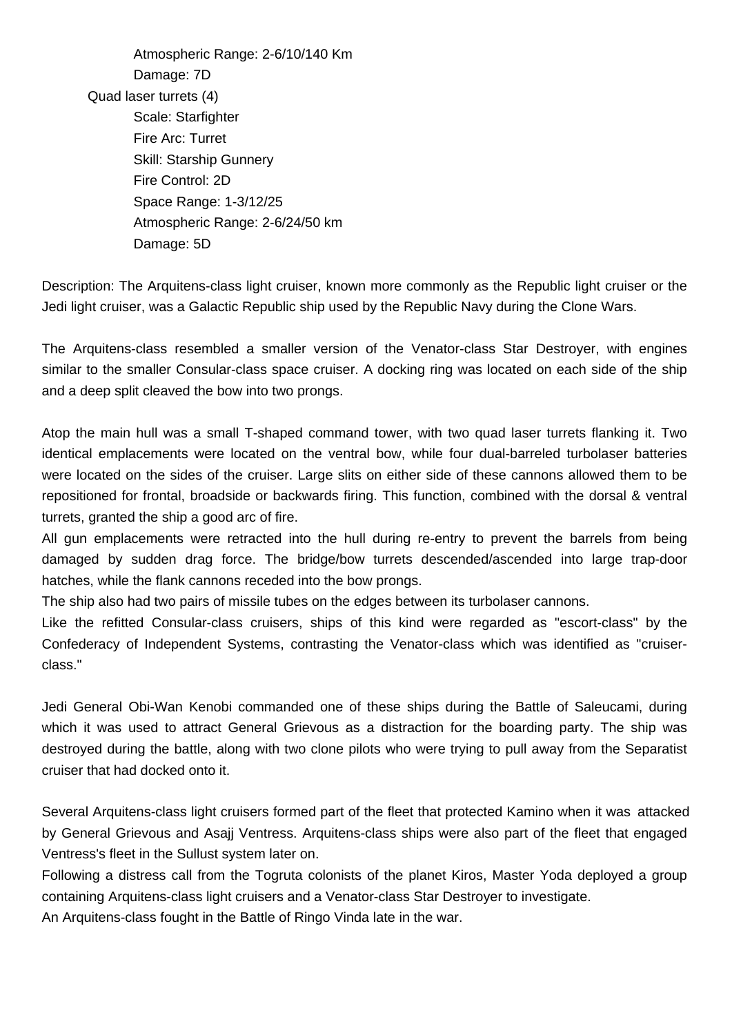Atmospheric Range: 2-6/10/140 Km
Damage: 7D

Quad laser turrets (4)
Scale: Starfighter
Fire Arc: Turret
Skill: Starship Gunnery
Fire Control: 2D
Space Range: 1-3/12/25
Atmospheric Range: 2-6/24/50 km
Damage: 5D

Description: The Arquitens-class light cruiser, known more commonly as the Republic light cruiser or the Jedi light cruiser, was a Galactic Republic ship used by the Republic Navy during the Clone Wars.

The Arquitens-class resembled a smaller version of the Venator-class Star Destroyer, with engines similar to the smaller Consular-class space cruiser. A docking ring was located on each side of the ship and a deep split cleaved the bow into two prongs.

Atop the main hull was a small T-shaped command tower, with two quad laser turrets flanking it. Two identical emplacements were located on the ventral bow, while four dual-barreled turbolaser batteries were located on the sides of the cruiser. Large slits on either side of these cannons allowed them to be repositioned for frontal, broadside or backwards firing. This function, combined with the dorsal & ventral turrets, granted the ship a good arc of fire.

All gun emplacements were retracted into the hull during re-entry to prevent the barrels from being damaged by sudden drag force. The bridge/bow turrets descended/ascended into large trap-door hatches, while the flank cannons receded into the bow prongs.

The ship also had two pairs of missile tubes on the edges between its turbolaser cannons.

Like the refitted Consular-class cruisers, ships of this kind were regarded as "escort-class" by the Confederacy of Independent Systems, contrasting the Venator-class which was identified as "cruiser-class."

Jedi General Obi-Wan Kenobi commanded one of these ships during the Battle of Saleucami, during which it was used to attract General Grievous as a distraction for the boarding party. The ship was destroyed during the battle, along with two clone pilots who were trying to pull away from the Separatist cruiser that had docked onto it.

Several Arquitens-class light cruisers formed part of the fleet that protected Kamino when it was attacked by General Grievous and Asajj Ventress. Arquitens-class ships were also part of the fleet that engaged Ventress's fleet in the Sullust system later on.

Following a distress call from the Togruta colonists of the planet Kiros, Master Yoda deployed a group containing Arquitens-class light cruisers and a Venator-class Star Destroyer to investigate.

An Arquitens-class fought in the Battle of Ringo Vinda late in the war.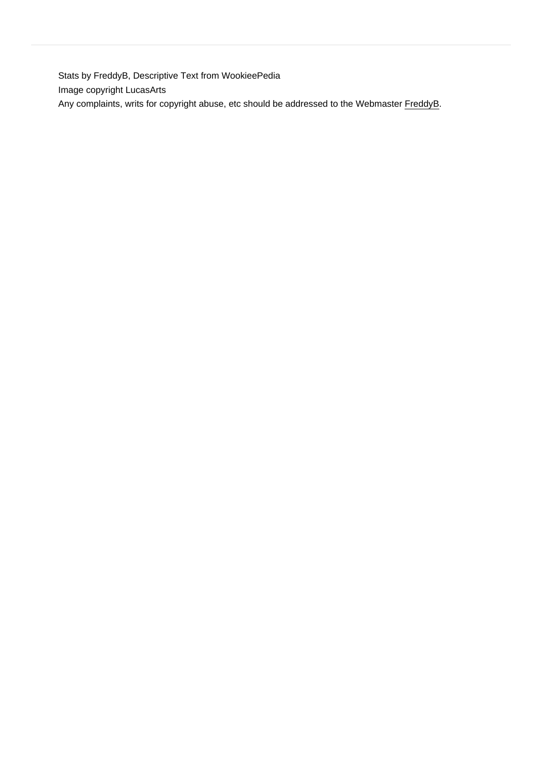Stats by FreddyB, Descriptive Text from WookieePedia

Image copyright LucasArts

Any complaints, writs for copyright abuse, etc should be addressed to the Webmaster FreddyB.